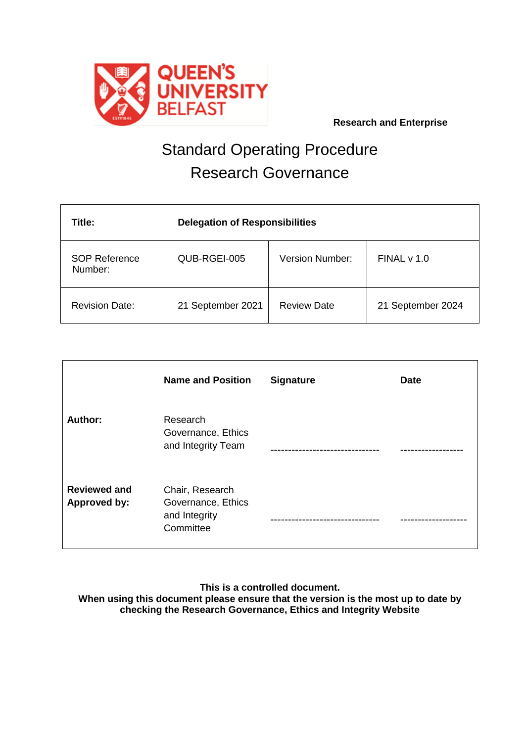QUEEN'S UNIVERSITY BELFAST

**Research and Enterprise**

# Standard Operating Procedure
# Research Governance

| **Title:** | **Delegation of Responsibilities** | | |
|---|---|---|---|
| SOP Reference Number: | QUB-RGEI-005 | Version Number: | FINAL v 1.0 |
| Revision Date: | 21 September 2021 | Review Date | 21 September 2024 |

| | **Name and Position** | **Signature** | **Date** |
|---|---|---|---|
| **Author:** | Research Governance, Ethics and Integrity Team | ------------------------------- | ------------------ |
| **Reviewed and Approved by:** | Chair, Research Governance, Ethics and Integrity Committee | ------------------------------- | ------------------- |

**This is a controlled document.**
**When using this document please ensure that the version is the most up to date by checking the Research Governance, Ethics and Integrity Website**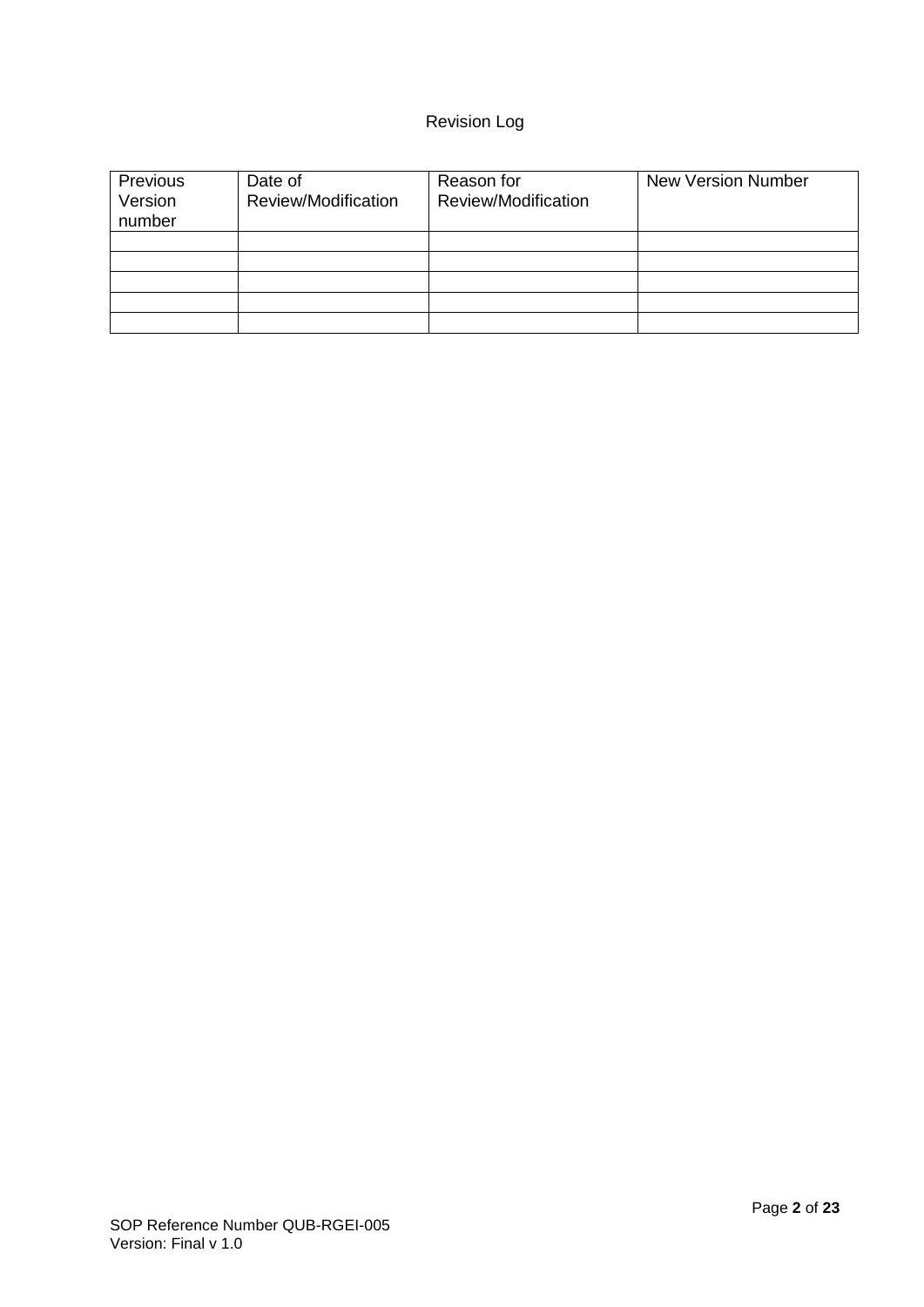Revision Log

| Previous Version number | Date of Review/Modification | Reason for Review/Modification | New Version Number |
|---|---|---|---|
| | | | |
| | | | |
| | | | |
| | | | |
| | | | |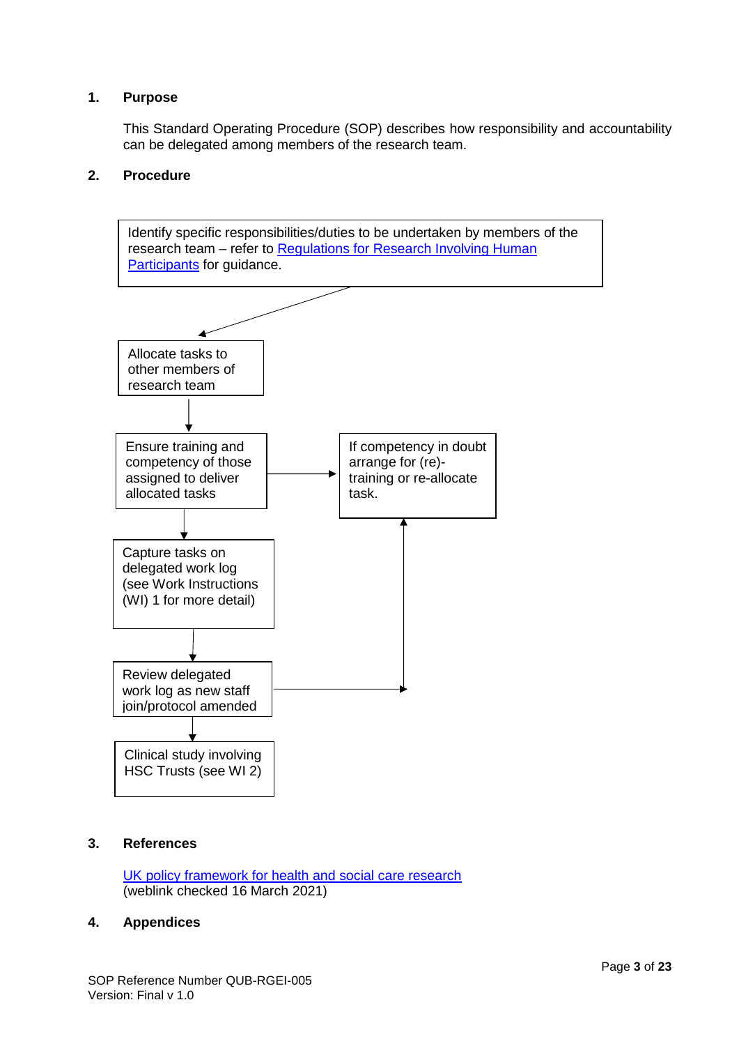## 1. Purpose

This Standard Operating Procedure (SOP) describes how responsibility and accountability can be delegated among members of the research team.

## 2. Procedure

Identify specific responsibilities/duties to be undertaken by members of the research team – refer to [Regulations for Research Involving Human Participants]() for guidance.

↓

Allocate tasks to other members of research team

↓

Ensure training and competency of those assigned to deliver allocated tasks → If competency in doubt arrange for (re)-training or re-allocate task.

↓

Capture tasks on delegated work log (see Work Instructions (WI) 1 for more detail)

↓

Review delegated work log as new staff join/protocol amended → If competency in doubt arrange for (re)-training or re-allocate task.

↓

Clinical study involving HSC Trusts (see WI 2)

## 3. References

[UK policy framework for health and social care research]()
(weblink checked 16 March 2021)

## 4. Appendices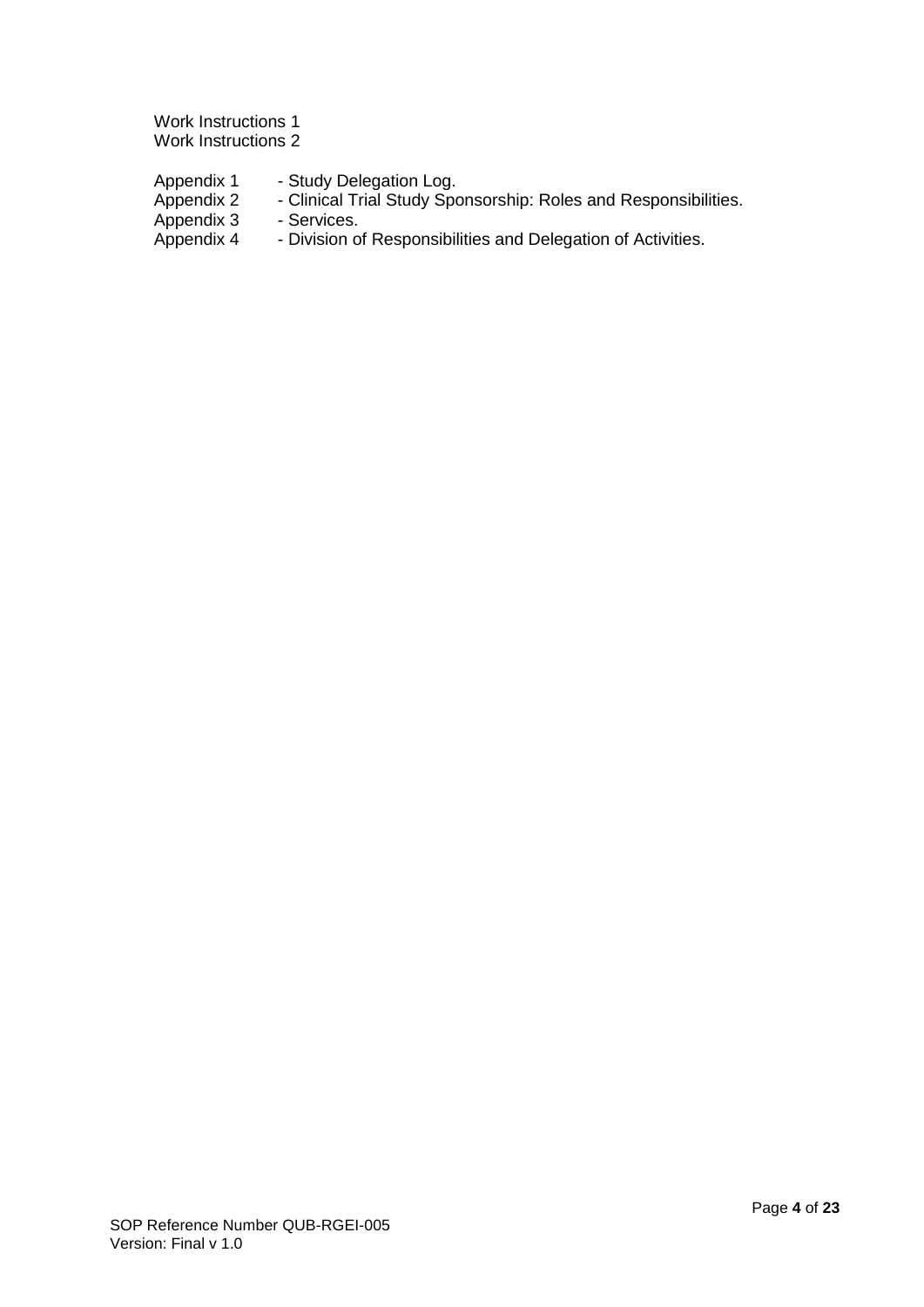Work Instructions 1
Work Instructions 2

Appendix 1 - Study Delegation Log.
Appendix 2 - Clinical Trial Study Sponsorship: Roles and Responsibilities.
Appendix 3 - Services.
Appendix 4 - Division of Responsibilities and Delegation of Activities.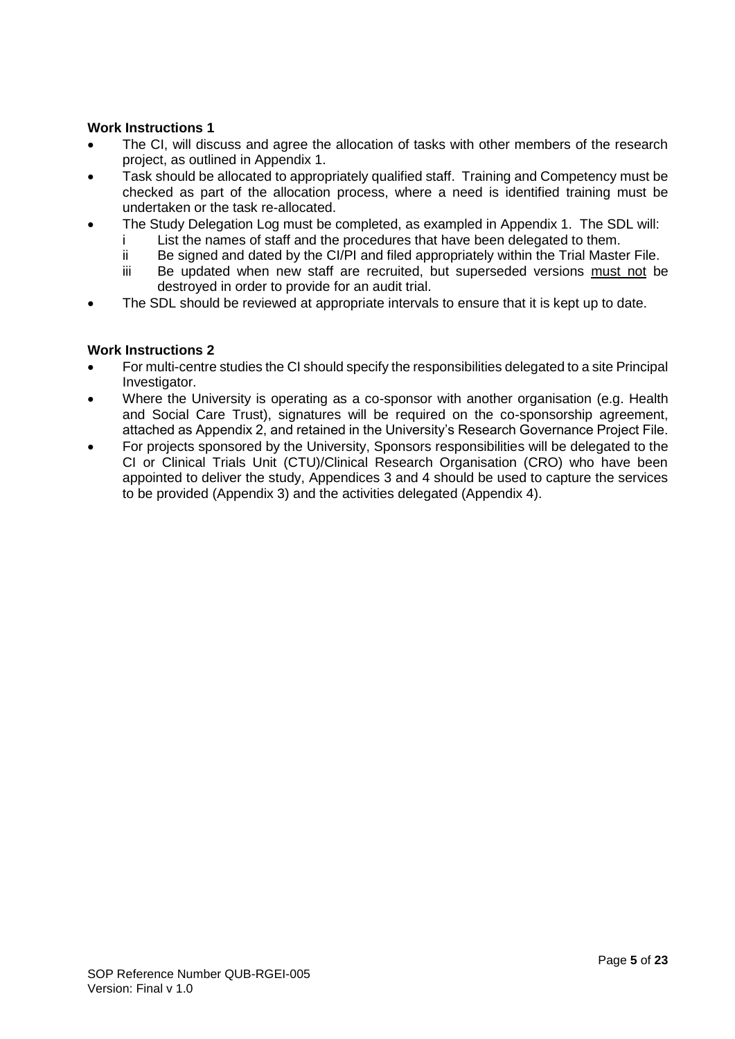**Work Instructions 1**

- The CI, will discuss and agree the allocation of tasks with other members of the research project, as outlined in Appendix 1.
- Task should be allocated to appropriately qualified staff. Training and Competency must be checked as part of the allocation process, where a need is identified training must be undertaken or the task re-allocated.
- The Study Delegation Log must be completed, as exampled in Appendix 1. The SDL will:
  - i List the names of staff and the procedures that have been delegated to them.
  - ii Be signed and dated by the CI/PI and filed appropriately within the Trial Master File.
  - iii Be updated when new staff are recruited, but superseded versions <u>must not</u> be destroyed in order to provide for an audit trial.
- The SDL should be reviewed at appropriate intervals to ensure that it is kept up to date.

**Work Instructions 2**

- For multi-centre studies the CI should specify the responsibilities delegated to a site Principal Investigator.
- Where the University is operating as a co-sponsor with another organisation (e.g. Health and Social Care Trust), signatures will be required on the co-sponsorship agreement, attached as Appendix 2, and retained in the University's Research Governance Project File.
- For projects sponsored by the University, Sponsors responsibilities will be delegated to the CI or Clinical Trials Unit (CTU)/Clinical Research Organisation (CRO) who have been appointed to deliver the study, Appendices 3 and 4 should be used to capture the services to be provided (Appendix 3) and the activities delegated (Appendix 4).

SOP Reference Number QUB-RGEI-005
Version: Final v 1.0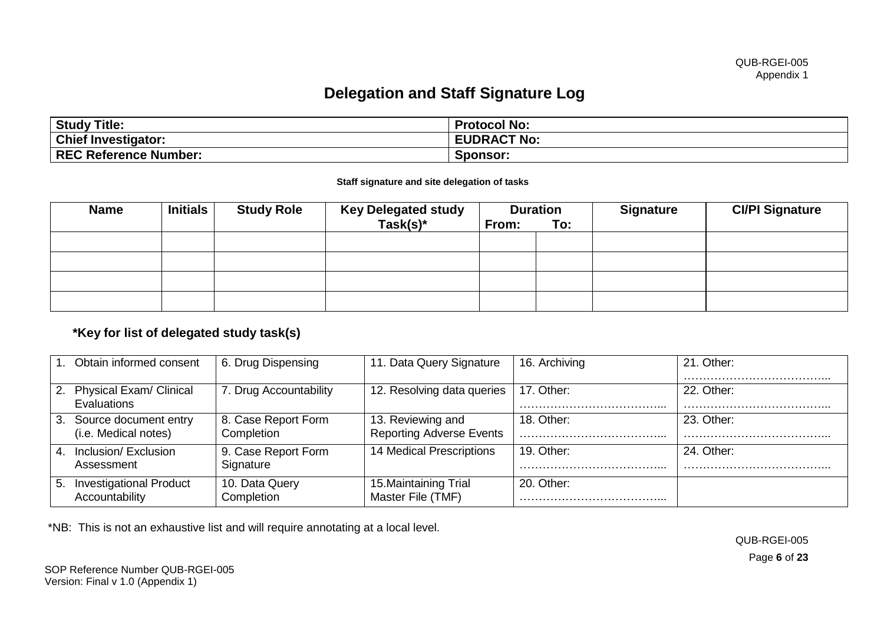QUB-RGEI-005
Appendix 1

# Delegation and Staff Signature Log

| **Study Title:** | **Protocol No:** |
|---|---|
| **Chief Investigator:** | **EUDRACT No:** |
| **REC Reference Number:** | **Sponsor:** |

**Staff signature and site delegation of tasks**

| Name | Initials | Study Role | Key Delegated study Task(s)* | Duration From: | To: | Signature | CI/PI Signature |
|---|---|---|---|---|---|---|---|
| | | | | | | | |
| | | | | | | | |
| | | | | | | | |
| | | | | | | | |

### *Key for list of delegated study task(s)

| | | | | |
|---|---|---|---|---|
| 1. Obtain informed consent | 6. Drug Dispensing | 11. Data Query Signature | 16. Archiving | 21. Other: ……………………………….. |
| 2. Physical Exam/ Clinical Evaluations | 7. Drug Accountability | 12. Resolving data queries | 17. Other: ……………………………….. | 22. Other: ……………………………….. |
| 3. Source document entry (i.e. Medical notes) | 8. Case Report Form Completion | 13. Reviewing and Reporting Adverse Events | 18. Other: ……………………………….. | 23. Other: ……………………………….. |
| 4. Inclusion/ Exclusion Assessment | 9. Case Report Form Signature | 14 Medical Prescriptions | 19. Other: ……………………………….. | 24. Other: ……………………………….. |
| 5. Investigational Product Accountability | 10. Data Query Completion | 15.Maintaining Trial Master File (TMF) | 20. Other: ……………………………….. | |

*NB: This is not an exhaustive list and will require annotating at a local level.

SOP Reference Number QUB-RGEI-005
Version: Final v 1.0 (Appendix 1)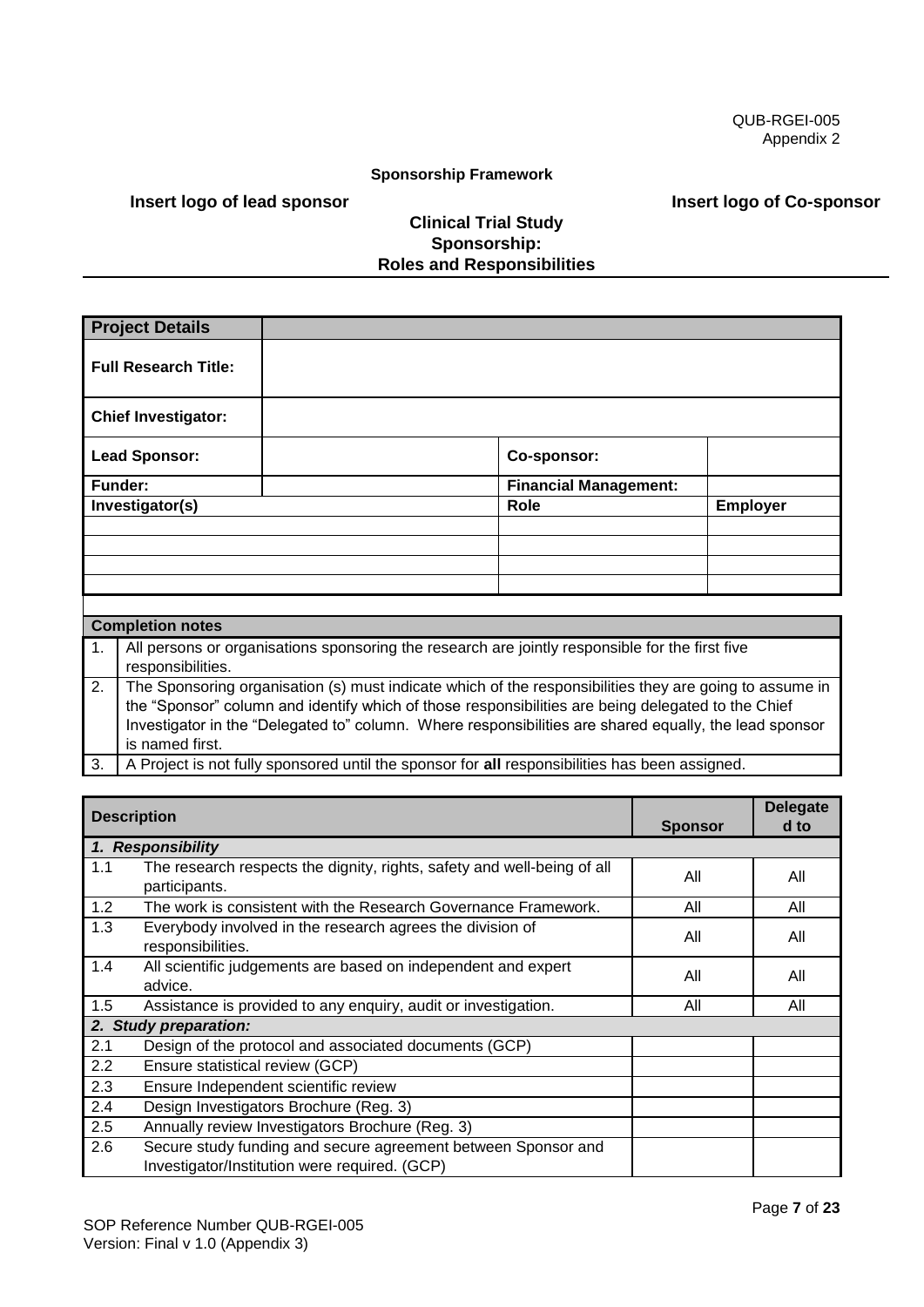QUB-RGEI-005
Appendix 2

**Sponsorship Framework**

**Insert logo of lead sponsor** **Insert logo of Co-sponsor**

## Clinical Trial Study Sponsorship: Roles and Responsibilities

| **Project Details** | | | |
|---|---|---|---|
| **Full Research Title:** | | | |
| **Chief Investigator:** | | | |
| **Lead Sponsor:** | | **Co-sponsor:** | |
| **Funder:** | | **Financial Management:** | |
| **Investigator(s)** | | **Role** | **Employer** |
| | | | |
| | | | |
| | | | |
| | | | |

| **Completion notes** | |
|---|---|
| 1. | All persons or organisations sponsoring the research are jointly responsible for the first five responsibilities. |
| 2. | The Sponsoring organisation (s) must indicate which of the responsibilities they are going to assume in the "Sponsor" column and identify which of those responsibilities are being delegated to the Chief Investigator in the "Delegated to" column. Where responsibilities are shared equally, the lead sponsor is named first. |
| 3. | A Project is not fully sponsored until the sponsor for **all** responsibilities has been assigned. |

| **Description** | | **Sponsor** | **Delegated to** |
|---|---|---|---|
| ***1. Responsibility*** | | | |
| 1.1 | The research respects the dignity, rights, safety and well-being of all participants. | All | All |
| 1.2 | The work is consistent with the Research Governance Framework. | All | All |
| 1.3 | Everybody involved in the research agrees the division of responsibilities. | All | All |
| 1.4 | All scientific judgements are based on independent and expert advice. | All | All |
| 1.5 | Assistance is provided to any enquiry, audit or investigation. | All | All |
| ***2. Study preparation:*** | | | |
| 2.1 | Design of the protocol and associated documents (GCP) | | |
| 2.2 | Ensure statistical review (GCP) | | |
| 2.3 | Ensure Independent scientific review | | |
| 2.4 | Design Investigators Brochure (Reg. 3) | | |
| 2.5 | Annually review Investigators Brochure (Reg. 3) | | |
| 2.6 | Secure study funding and secure agreement between Sponsor and Investigator/Institution were required. (GCP) | | |

SOP Reference Number QUB-RGEI-005
Version: Final v 1.0 (Appendix 3)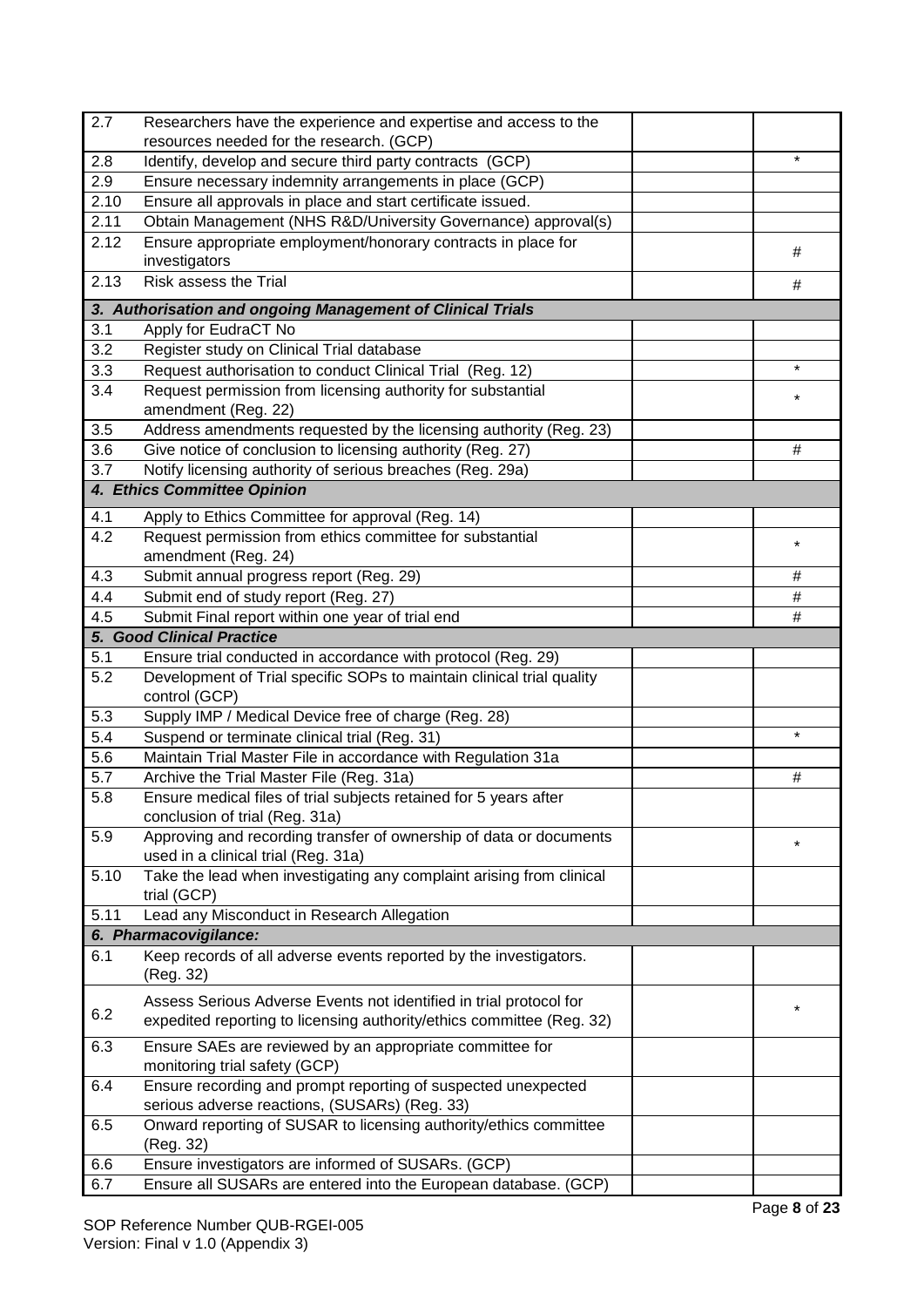| | | | |
|---|---|---|---|
| 2.7 | Researchers have the experience and expertise and access to the resources needed for the research. (GCP) | | |
| 2.8 | Identify, develop and secure third party contracts (GCP) | | * |
| 2.9 | Ensure necessary indemnity arrangements in place (GCP) | | |
| 2.10 | Ensure all approvals in place and start certificate issued. | | |
| 2.11 | Obtain Management (NHS R&D/University Governance) approval(s) | | |
| 2.12 | Ensure appropriate employment/honorary contracts in place for investigators | | # |
| 2.13 | Risk assess the Trial | | # |
| ***3. Authorisation and ongoing Management of Clinical Trials*** | | | |
| 3.1 | Apply for EudraCT No | | |
| 3.2 | Register study on Clinical Trial database | | |
| 3.3 | Request authorisation to conduct Clinical Trial (Reg. 12) | | * |
| 3.4 | Request permission from licensing authority for substantial amendment (Reg. 22) | | * |
| 3.5 | Address amendments requested by the licensing authority (Reg. 23) | | |
| 3.6 | Give notice of conclusion to licensing authority (Reg. 27) | | # |
| 3.7 | Notify licensing authority of serious breaches (Reg. 29a) | | |
| ***4. Ethics Committee Opinion*** | | | |
| 4.1 | Apply to Ethics Committee for approval (Reg. 14) | | |
| 4.2 | Request permission from ethics committee for substantial amendment (Reg. 24) | | * |
| 4.3 | Submit annual progress report (Reg. 29) | | # |
| 4.4 | Submit end of study report (Reg. 27) | | # |
| 4.5 | Submit Final report within one year of trial end | | # |
| ***5. Good Clinical Practice*** | | | |
| 5.1 | Ensure trial conducted in accordance with protocol (Reg. 29) | | |
| 5.2 | Development of Trial specific SOPs to maintain clinical trial quality control (GCP) | | |
| 5.3 | Supply IMP / Medical Device free of charge (Reg. 28) | | |
| 5.4 | Suspend or terminate clinical trial (Reg. 31) | | * |
| 5.6 | Maintain Trial Master File in accordance with Regulation 31a | | |
| 5.7 | Archive the Trial Master File (Reg. 31a) | | # |
| 5.8 | Ensure medical files of trial subjects retained for 5 years after conclusion of trial (Reg. 31a) | | |
| 5.9 | Approving and recording transfer of ownership of data or documents used in a clinical trial (Reg. 31a) | | * |
| 5.10 | Take the lead when investigating any complaint arising from clinical trial (GCP) | | |
| 5.11 | Lead any Misconduct in Research Allegation | | |
| ***6. Pharmacovigilance:*** | | | |
| 6.1 | Keep records of all adverse events reported by the investigators. (Reg. 32) | | |
| 6.2 | Assess Serious Adverse Events not identified in trial protocol for expedited reporting to licensing authority/ethics committee (Reg. 32) | | * |
| 6.3 | Ensure SAEs are reviewed by an appropriate committee for monitoring trial safety (GCP) | | |
| 6.4 | Ensure recording and prompt reporting of suspected unexpected serious adverse reactions, (SUSARs) (Reg. 33) | | |
| 6.5 | Onward reporting of SUSAR to licensing authority/ethics committee (Reg. 32) | | |
| 6.6 | Ensure investigators are informed of SUSARs. (GCP) | | |
| 6.7 | Ensure all SUSARs are entered into the European database. (GCP) | | |

SOP Reference Number QUB-RGEI-005
Version: Final v 1.0 (Appendix 3)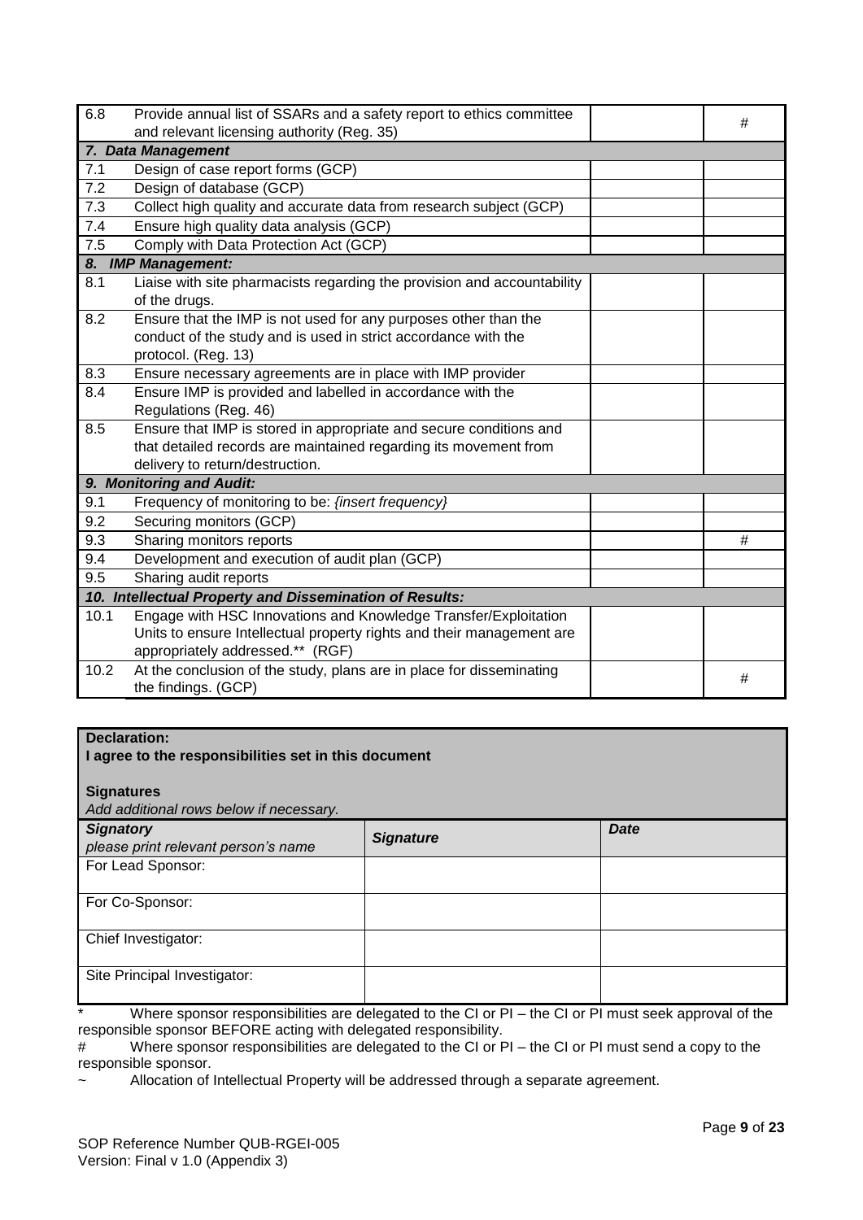| | | | |
|---|---|---|---|
| 6.8 | Provide annual list of SSARs and a safety report to ethics committee and relevant licensing authority (Reg. 35) | | # |
| ***7. Data Management*** | | | |
| 7.1 | Design of case report forms (GCP) | | |
| 7.2 | Design of database (GCP) | | |
| 7.3 | Collect high quality and accurate data from research subject (GCP) | | |
| 7.4 | Ensure high quality data analysis (GCP) | | |
| 7.5 | Comply with Data Protection Act (GCP) | | |
| ***8. IMP Management:*** | | | |
| 8.1 | Liaise with site pharmacists regarding the provision and accountability of the drugs. | | |
| 8.2 | Ensure that the IMP is not used for any purposes other than the conduct of the study and is used in strict accordance with the protocol. (Reg. 13) | | |
| 8.3 | Ensure necessary agreements are in place with IMP provider | | |
| 8.4 | Ensure IMP is provided and labelled in accordance with the Regulations (Reg. 46) | | |
| 8.5 | Ensure that IMP is stored in appropriate and secure conditions and that detailed records are maintained regarding its movement from delivery to return/destruction. | | |
| ***9. Monitoring and Audit:*** | | | |
| 9.1 | Frequency of monitoring to be: *{insert frequency}* | | |
| 9.2 | Securing monitors (GCP) | | |
| 9.3 | Sharing monitors reports | | # |
| 9.4 | Development and execution of audit plan (GCP) | | |
| 9.5 | Sharing audit reports | | |
| ***10. Intellectual Property and Dissemination of Results:*** | | | |
| 10.1 | Engage with HSC Innovations and Knowledge Transfer/Exploitation Units to ensure Intellectual property rights and their management are appropriately addressed.** (RGF) | | |
| 10.2 | At the conclusion of the study, plans are in place for disseminating the findings. (GCP) | | # |

**Declaration:**
**I agree to the responsibilities set in this document**

**Signatures**
*Add additional rows below if necessary.*

| ***Signatory*** *please print relevant person's name* | ***Signature*** | ***Date*** |
|---|---|---|
| For Lead Sponsor: | | |
| For Co-Sponsor: | | |
| Chief Investigator: | | |
| Site Principal Investigator: | | |

\* Where sponsor responsibilities are delegated to the CI or PI – the CI or PI must seek approval of the responsible sponsor BEFORE acting with delegated responsibility.

\# Where sponsor responsibilities are delegated to the CI or PI – the CI or PI must send a copy to the responsible sponsor.

~ Allocation of Intellectual Property will be addressed through a separate agreement.

SOP Reference Number QUB-RGEI-005
Version: Final v 1.0 (Appendix 3)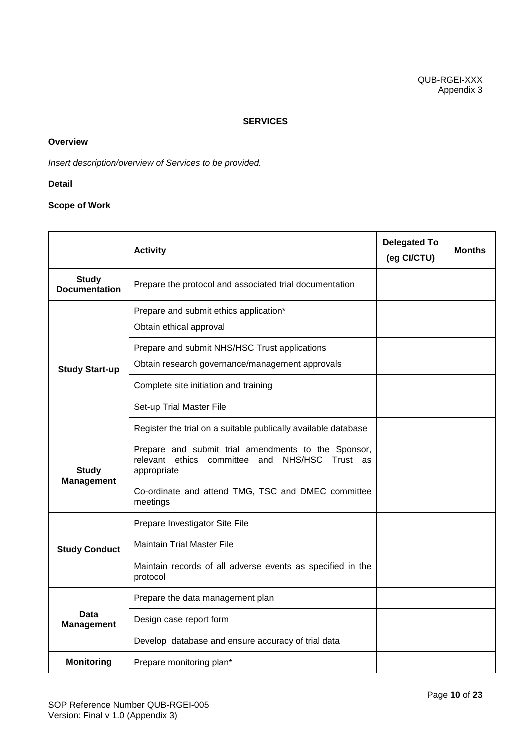QUB-RGEI-XXX
Appendix 3

**SERVICES**

**Overview**

*Insert description/overview of Services to be provided.*

**Detail**

**Scope of Work**

| | Activity | Delegated To (eg CI/CTU) | Months |
|---|---|---|---|
| **Study Documentation** | Prepare the protocol and associated trial documentation | | |
| **Study Start-up** | Prepare and submit ethics application*<br>Obtain ethical approval | | |
| | Prepare and submit NHS/HSC Trust applications<br>Obtain research governance/management approvals | | |
| | Complete site initiation and training | | |
| | Set-up Trial Master File | | |
| | Register the trial on a suitable publically available database | | |
| **Study Management** | Prepare and submit trial amendments to the Sponsor, relevant ethics committee and NHS/HSC Trust as appropriate | | |
| | Co-ordinate and attend TMG, TSC and DMEC committee meetings | | |
| **Study Conduct** | Prepare Investigator Site File | | |
| | Maintain Trial Master File | | |
| | Maintain records of all adverse events as specified in the protocol | | |
| **Data Management** | Prepare the data management plan | | |
| | Design case report form | | |
| | Develop database and ensure accuracy of trial data | | |
| **Monitoring** | Prepare monitoring plan* | | |

SOP Reference Number QUB-RGEI-005
Version: Final v 1.0 (Appendix 3)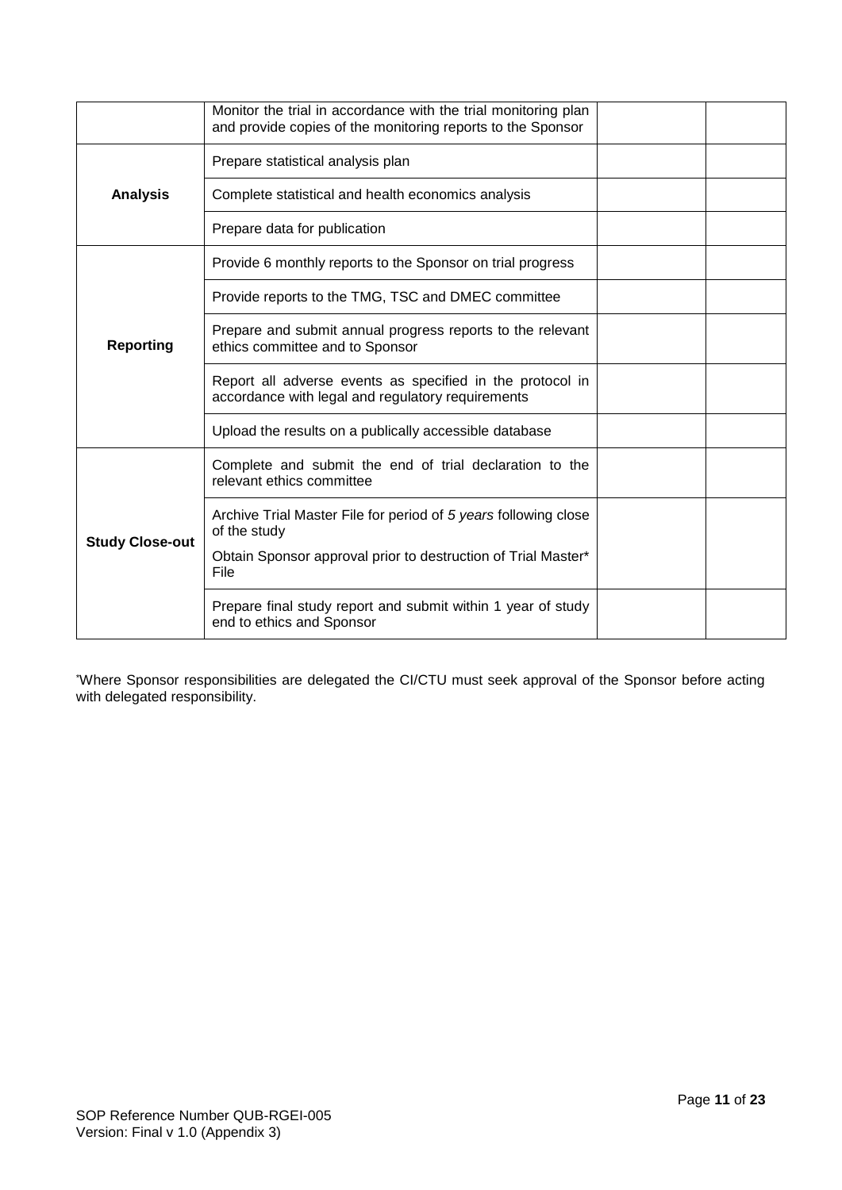| | | | |
|---|---|---|---|
| | Monitor the trial in accordance with the trial monitoring plan and provide copies of the monitoring reports to the Sponsor | | |
| **Analysis** | Prepare statistical analysis plan | | |
| | Complete statistical and health economics analysis | | |
| | Prepare data for publication | | |
| **Reporting** | Provide 6 monthly reports to the Sponsor on trial progress | | |
| | Provide reports to the TMG, TSC and DMEC committee | | |
| | Prepare and submit annual progress reports to the relevant ethics committee and to Sponsor | | |
| | Report all adverse events as specified in the protocol in accordance with legal and regulatory requirements | | |
| | Upload the results on a publically accessible database | | |
| **Study Close-out** | Complete and submit the end of trial declaration to the relevant ethics committee | | |
| | Archive Trial Master File for period of *5 years* following close of the study<br>Obtain Sponsor approval prior to destruction of Trial Master* File | | |
| | Prepare final study report and submit within 1 year of study end to ethics and Sponsor | | |

*Where Sponsor responsibilities are delegated the CI/CTU must seek approval of the Sponsor before acting with delegated responsibility.

SOP Reference Number QUB-RGEI-005
Version: Final v 1.0 (Appendix 3)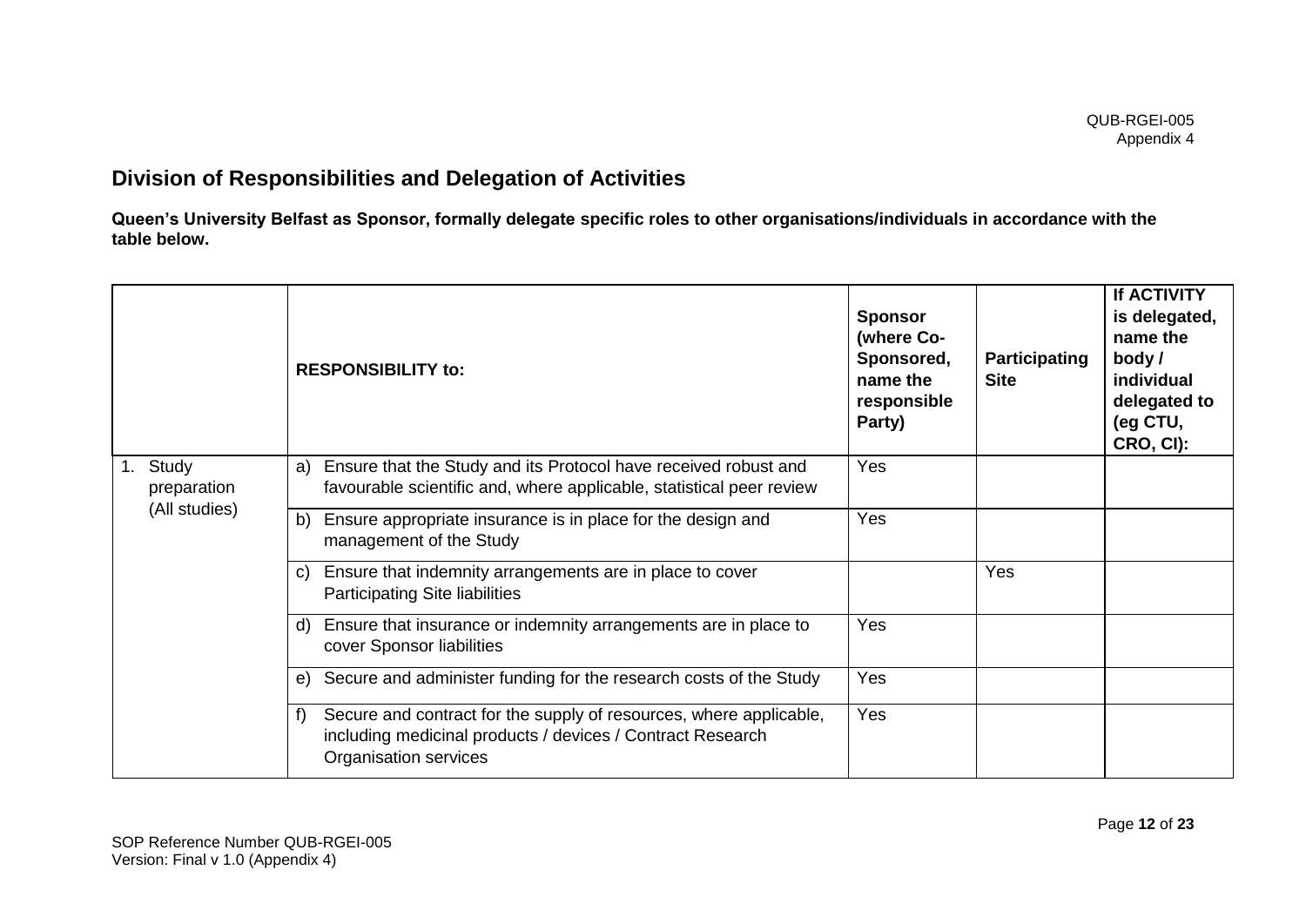## Division of Responsibilities and Delegation of Activities

**Queen's University Belfast as Sponsor, formally delegate specific roles to other organisations/individuals in accordance with the table below.**

| | **RESPONSIBILITY to:** | **Sponsor (where Co-Sponsored, name the responsible Party)** | **Participating Site** | **If ACTIVITY is delegated, name the body / individual delegated to (eg CTU, CRO, CI):** |
|---|---|---|---|---|
| 1. Study preparation (All studies) | a) Ensure that the Study and its Protocol have received robust and favourable scientific and, where applicable, statistical peer review | Yes | | |
| | b) Ensure appropriate insurance is in place for the design and management of the Study | Yes | | |
| | c) Ensure that indemnity arrangements are in place to cover Participating Site liabilities | | Yes | |
| | d) Ensure that insurance or indemnity arrangements are in place to cover Sponsor liabilities | Yes | | |
| | e) Secure and administer funding for the research costs of the Study | Yes | | |
| | f) Secure and contract for the supply of resources, where applicable, including medicinal products / devices / Contract Research Organisation services | Yes | | |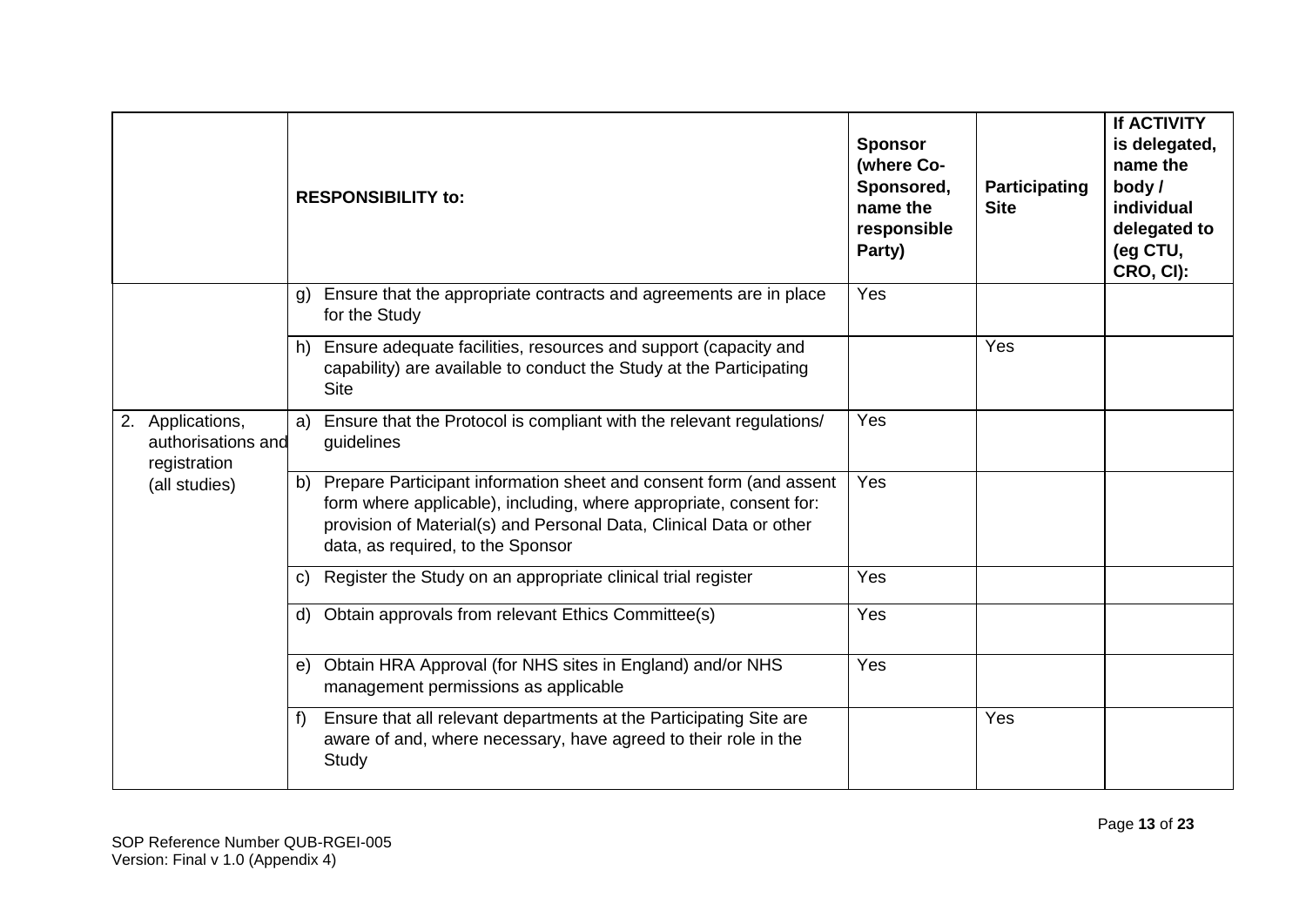| | RESPONSIBILITY to: | Sponsor (where Co-Sponsored, name the responsible Party) | Participating Site | If ACTIVITY is delegated, name the body / individual delegated to (eg CTU, CRO, CI): |
|---|---|---|---|---|
| | g) Ensure that the appropriate contracts and agreements are in place for the Study | Yes | | |
| | h) Ensure adequate facilities, resources and support (capacity and capability) are available to conduct the Study at the Participating Site | | Yes | |
| 2. Applications, authorisations and registration (all studies) | a) Ensure that the Protocol is compliant with the relevant regulations/ guidelines | Yes | | |
| | b) Prepare Participant information sheet and consent form (and assent form where applicable), including, where appropriate, consent for: provision of Material(s) and Personal Data, Clinical Data or other data, as required, to the Sponsor | Yes | | |
| | c) Register the Study on an appropriate clinical trial register | Yes | | |
| | d) Obtain approvals from relevant Ethics Committee(s) | Yes | | |
| | e) Obtain HRA Approval (for NHS sites in England) and/or NHS management permissions as applicable | Yes | | |
| | f) Ensure that all relevant departments at the Participating Site are aware of and, where necessary, have agreed to their role in the Study | | Yes | |

SOP Reference Number QUB-RGEI-005
Version: Final v 1.0 (Appendix 4)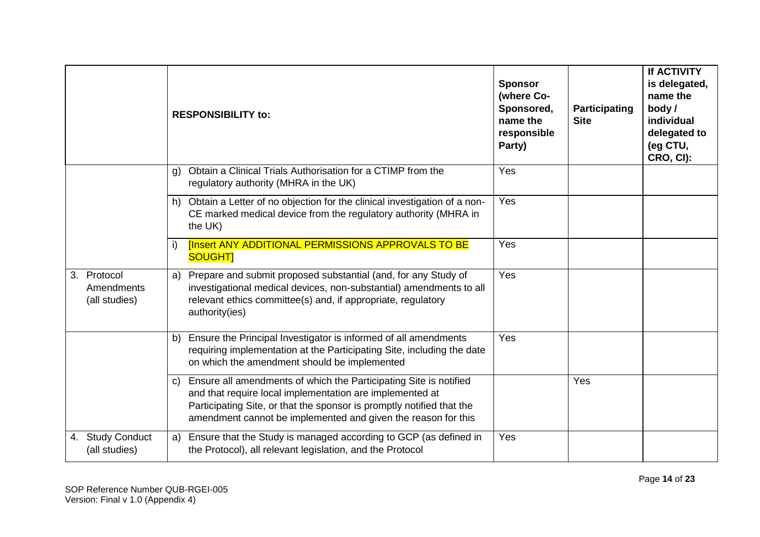| | RESPONSIBILITY to: | Sponsor (where Co-Sponsored, name the responsible Party) | Participating Site | If ACTIVITY is delegated, name the body / individual delegated to (eg CTU, CRO, CI): |
|---|---|---|---|---|
| | g) Obtain a Clinical Trials Authorisation for a CTIMP from the regulatory authority (MHRA in the UK) | Yes | | |
| | h) Obtain a Letter of no objection for the clinical investigation of a non-CE marked medical device from the regulatory authority (MHRA in the UK) | Yes | | |
| | i) [Insert ANY ADDITIONAL PERMISSIONS APPROVALS TO BE SOUGHT] | Yes | | |
| 3. Protocol Amendments (all studies) | a) Prepare and submit proposed substantial (and, for any Study of investigational medical devices, non-substantial) amendments to all relevant ethics committee(s) and, if appropriate, regulatory authority(ies) | Yes | | |
| | b) Ensure the Principal Investigator is informed of all amendments requiring implementation at the Participating Site, including the date on which the amendment should be implemented | Yes | | |
| | c) Ensure all amendments of which the Participating Site is notified and that require local implementation are implemented at Participating Site, or that the sponsor is promptly notified that the amendment cannot be implemented and given the reason for this | | Yes | |
| 4. Study Conduct (all studies) | a) Ensure that the Study is managed according to GCP (as defined in the Protocol), all relevant legislation, and the Protocol | Yes | | |

SOP Reference Number QUB-RGEI-005
Version: Final v 1.0 (Appendix 4)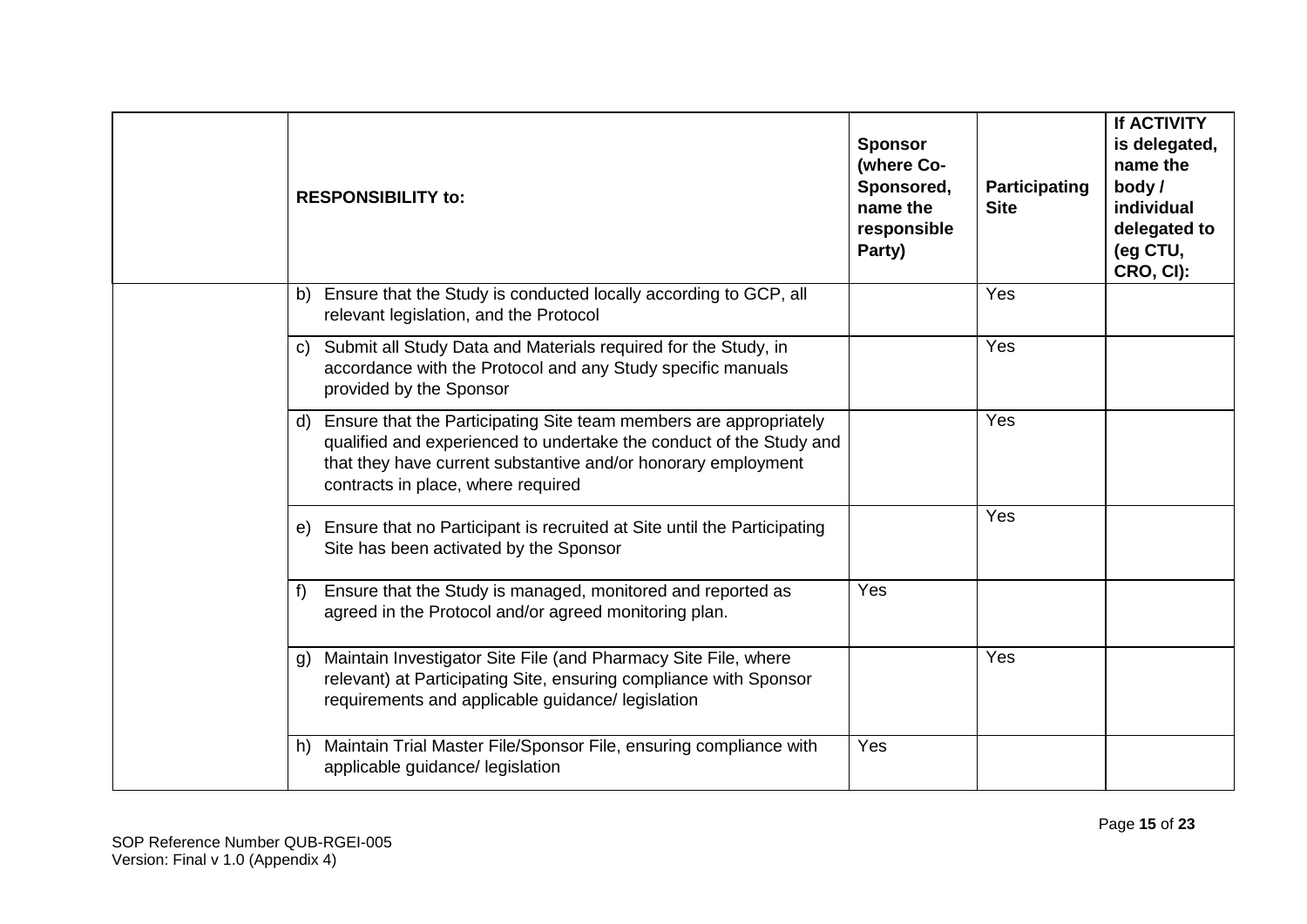| | RESPONSIBILITY to: | Sponsor (where Co-Sponsored, name the responsible Party) | Participating Site | If ACTIVITY is delegated, name the body / individual delegated to (eg CTU, CRO, CI): |
|---|---|---|---|---|
| | b) Ensure that the Study is conducted locally according to GCP, all relevant legislation, and the Protocol | | Yes | |
| | c) Submit all Study Data and Materials required for the Study, in accordance with the Protocol and any Study specific manuals provided by the Sponsor | | Yes | |
| | d) Ensure that the Participating Site team members are appropriately qualified and experienced to undertake the conduct of the Study and that they have current substantive and/or honorary employment contracts in place, where required | | Yes | |
| | e) Ensure that no Participant is recruited at Site until the Participating Site has been activated by the Sponsor | | Yes | |
| | f) Ensure that the Study is managed, monitored and reported as agreed in the Protocol and/or agreed monitoring plan. | Yes | | |
| | g) Maintain Investigator Site File (and Pharmacy Site File, where relevant) at Participating Site, ensuring compliance with Sponsor requirements and applicable guidance/ legislation | | Yes | |
| | h) Maintain Trial Master File/Sponsor File, ensuring compliance with applicable guidance/ legislation | Yes | | |

SOP Reference Number QUB-RGEI-005
Version: Final v 1.0 (Appendix 4)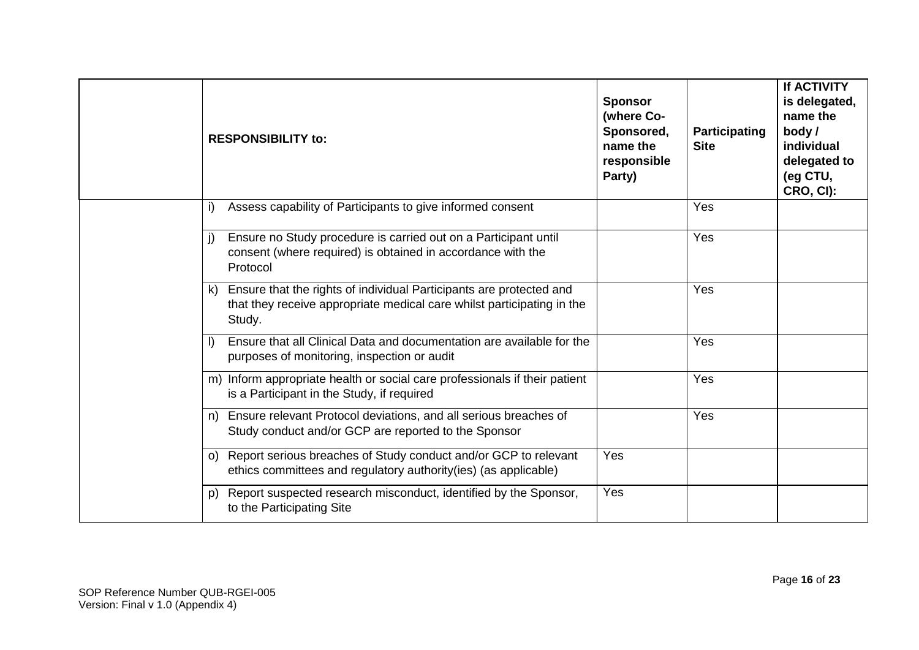| | RESPONSIBILITY to: | Sponsor (where Co-Sponsored, name the responsible Party) | Participating Site | If ACTIVITY is delegated, name the body / individual delegated to (eg CTU, CRO, CI): |
|---|---|---|---|---|
| | i) Assess capability of Participants to give informed consent | | Yes | |
| | j) Ensure no Study procedure is carried out on a Participant until consent (where required) is obtained in accordance with the Protocol | | Yes | |
| | k) Ensure that the rights of individual Participants are protected and that they receive appropriate medical care whilst participating in the Study. | | Yes | |
| | l) Ensure that all Clinical Data and documentation are available for the purposes of monitoring, inspection or audit | | Yes | |
| | m) Inform appropriate health or social care professionals if their patient is a Participant in the Study, if required | | Yes | |
| | n) Ensure relevant Protocol deviations, and all serious breaches of Study conduct and/or GCP are reported to the Sponsor | | Yes | |
| | o) Report serious breaches of Study conduct and/or GCP to relevant ethics committees and regulatory authority(ies) (as applicable) | Yes | | |
| | p) Report suspected research misconduct, identified by the Sponsor, to the Participating Site | Yes | | |

SOP Reference Number QUB-RGEI-005
Version: Final v 1.0 (Appendix 4)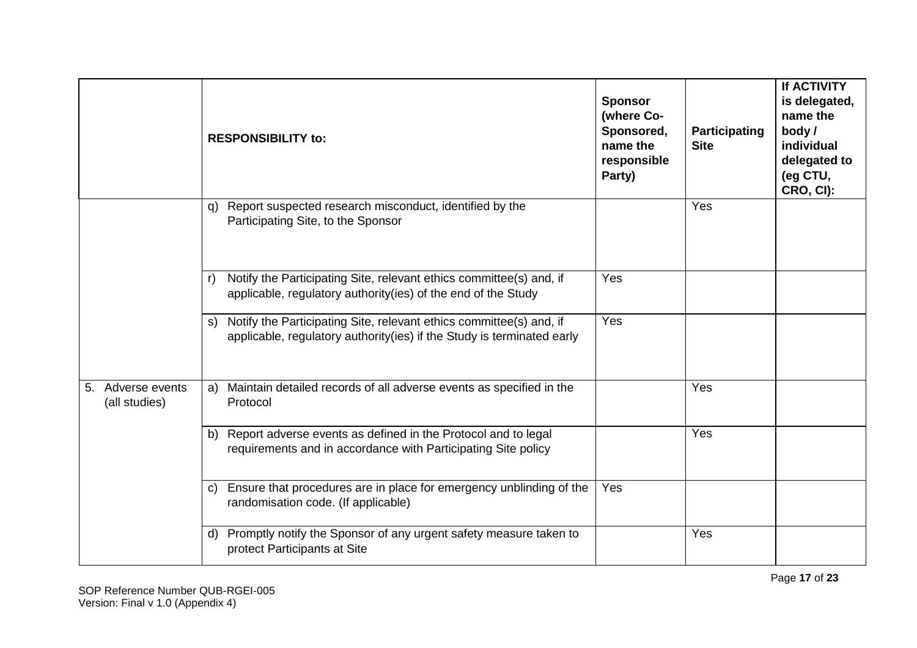| | RESPONSIBILITY to: | Sponsor (where Co-Sponsored, name the responsible Party) | Participating Site | If ACTIVITY is delegated, name the body / individual delegated to (eg CTU, CRO, CI): |
|---|---|---|---|---|
| | q) Report suspected research misconduct, identified by the Participating Site, to the Sponsor | | Yes | |
| | r) Notify the Participating Site, relevant ethics committee(s) and, if applicable, regulatory authority(ies) of the end of the Study | Yes | | |
| | s) Notify the Participating Site, relevant ethics committee(s) and, if applicable, regulatory authority(ies) if the Study is terminated early | Yes | | |
| 5. Adverse events (all studies) | a) Maintain detailed records of all adverse events as specified in the Protocol | | Yes | |
| | b) Report adverse events as defined in the Protocol and to legal requirements and in accordance with Participating Site policy | | Yes | |
| | c) Ensure that procedures are in place for emergency unblinding of the randomisation code. (If applicable) | Yes | | |
| | d) Promptly notify the Sponsor of any urgent safety measure taken to protect Participants at Site | | Yes | |

SOP Reference Number QUB-RGEI-005
Version: Final v 1.0 (Appendix 4)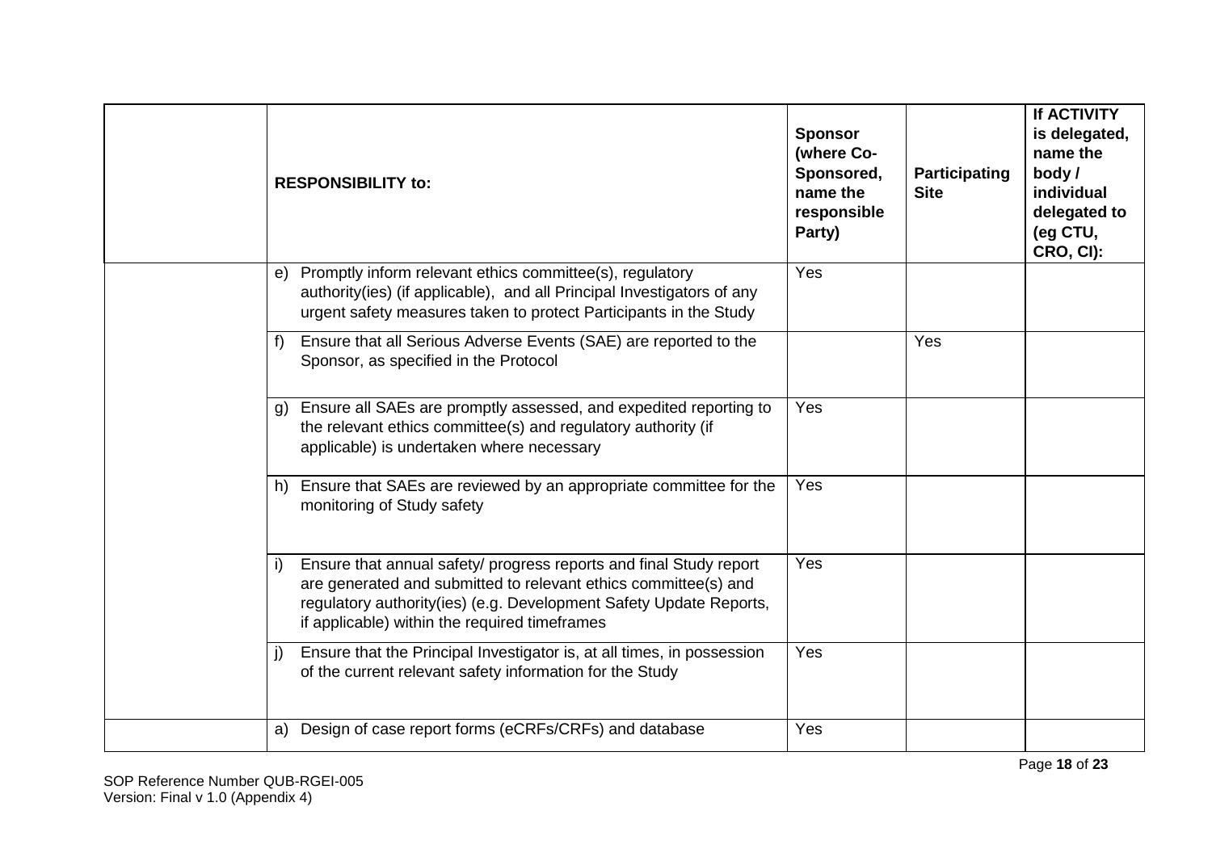|  | RESPONSIBILITY to: | Sponsor (where Co-Sponsored, name the responsible Party) | Participating Site | If ACTIVITY is delegated, name the body / individual delegated to (eg CTU, CRO, CI): |
|---|---|---|---|---|
|  | e) Promptly inform relevant ethics committee(s), regulatory authority(ies) (if applicable), and all Principal Investigators of any urgent safety measures taken to protect Participants in the Study | Yes |  |  |
|  | f) Ensure that all Serious Adverse Events (SAE) are reported to the Sponsor, as specified in the Protocol |  | Yes |  |
|  | g) Ensure all SAEs are promptly assessed, and expedited reporting to the relevant ethics committee(s) and regulatory authority (if applicable) is undertaken where necessary | Yes |  |  |
|  | h) Ensure that SAEs are reviewed by an appropriate committee for the monitoring of Study safety | Yes |  |  |
|  | i) Ensure that annual safety/ progress reports and final Study report are generated and submitted to relevant ethics committee(s) and regulatory authority(ies) (e.g. Development Safety Update Reports, if applicable) within the required timeframes | Yes |  |  |
|  | j) Ensure that the Principal Investigator is, at all times, in possession of the current relevant safety information for the Study | Yes |  |  |
|  | a) Design of case report forms (eCRFs/CRFs) and database | Yes |  |  |

SOP Reference Number QUB-RGEI-005
Version: Final v 1.0 (Appendix 4)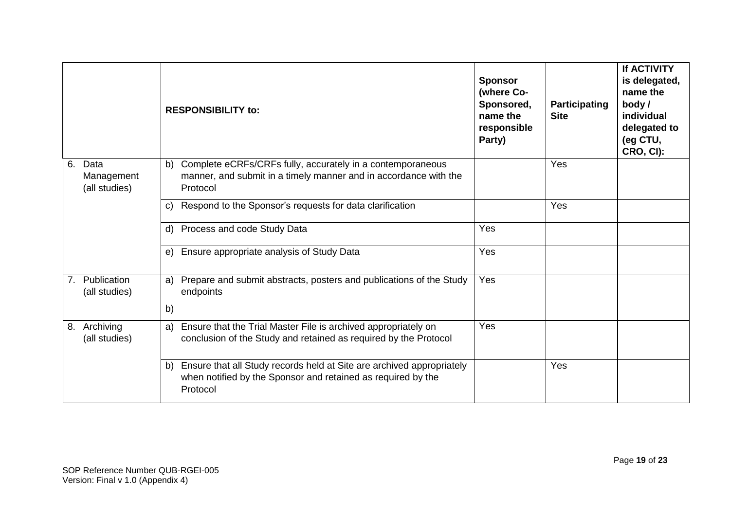| | RESPONSIBILITY to: | Sponsor (where Co-Sponsored, name the responsible Party) | Participating Site | If ACTIVITY is delegated, name the body / individual delegated to (eg CTU, CRO, CI): |
|---|---|---|---|---|
| 6. Data Management (all studies) | b) Complete eCRFs/CRFs fully, accurately in a contemporaneous manner, and submit in a timely manner and in accordance with the Protocol | | Yes | |
| | c) Respond to the Sponsor's requests for data clarification | | Yes | |
| | d) Process and code Study Data | Yes | | |
| | e) Ensure appropriate analysis of Study Data | Yes | | |
| 7. Publication (all studies) | a) Prepare and submit abstracts, posters and publications of the Study endpoints<br>b) | Yes | | |
| 8. Archiving (all studies) | a) Ensure that the Trial Master File is archived appropriately on conclusion of the Study and retained as required by the Protocol | Yes | | |
| | b) Ensure that all Study records held at Site are archived appropriately when notified by the Sponsor and retained as required by the Protocol | | Yes | |

SOP Reference Number QUB-RGEI-005
Version: Final v 1.0 (Appendix 4)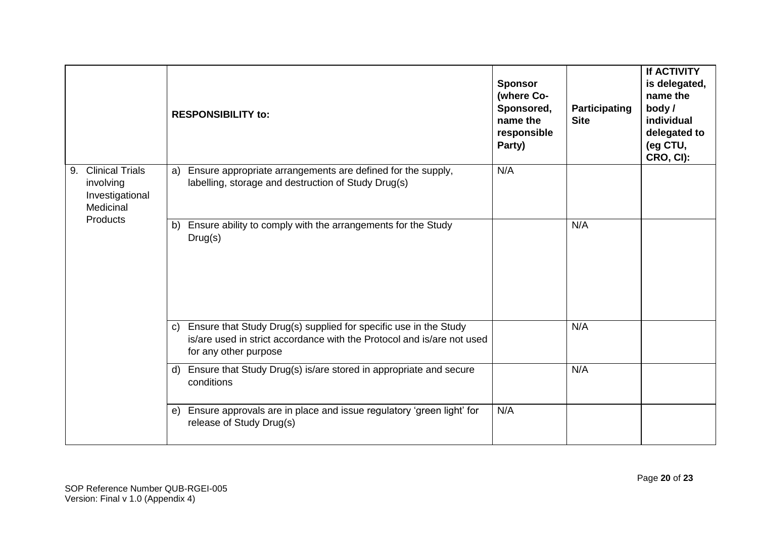| | RESPONSIBILITY to: | Sponsor (where Co-Sponsored, name the responsible Party) | Participating Site | If ACTIVITY is delegated, name the body / individual delegated to (eg CTU, CRO, CI): |
|---|---|---|---|---|
| 9. Clinical Trials involving Investigational Medicinal Products | a) Ensure appropriate arrangements are defined for the supply, labelling, storage and destruction of Study Drug(s) | N/A | | |
| | b) Ensure ability to comply with the arrangements for the Study Drug(s) | | N/A | |
| | c) Ensure that Study Drug(s) supplied for specific use in the Study is/are used in strict accordance with the Protocol and is/are not used for any other purpose | | N/A | |
| | d) Ensure that Study Drug(s) is/are stored in appropriate and secure conditions | | N/A | |
| | e) Ensure approvals are in place and issue regulatory 'green light' for release of Study Drug(s) | N/A | | |

SOP Reference Number QUB-RGEI-005
Version: Final v 1.0 (Appendix 4)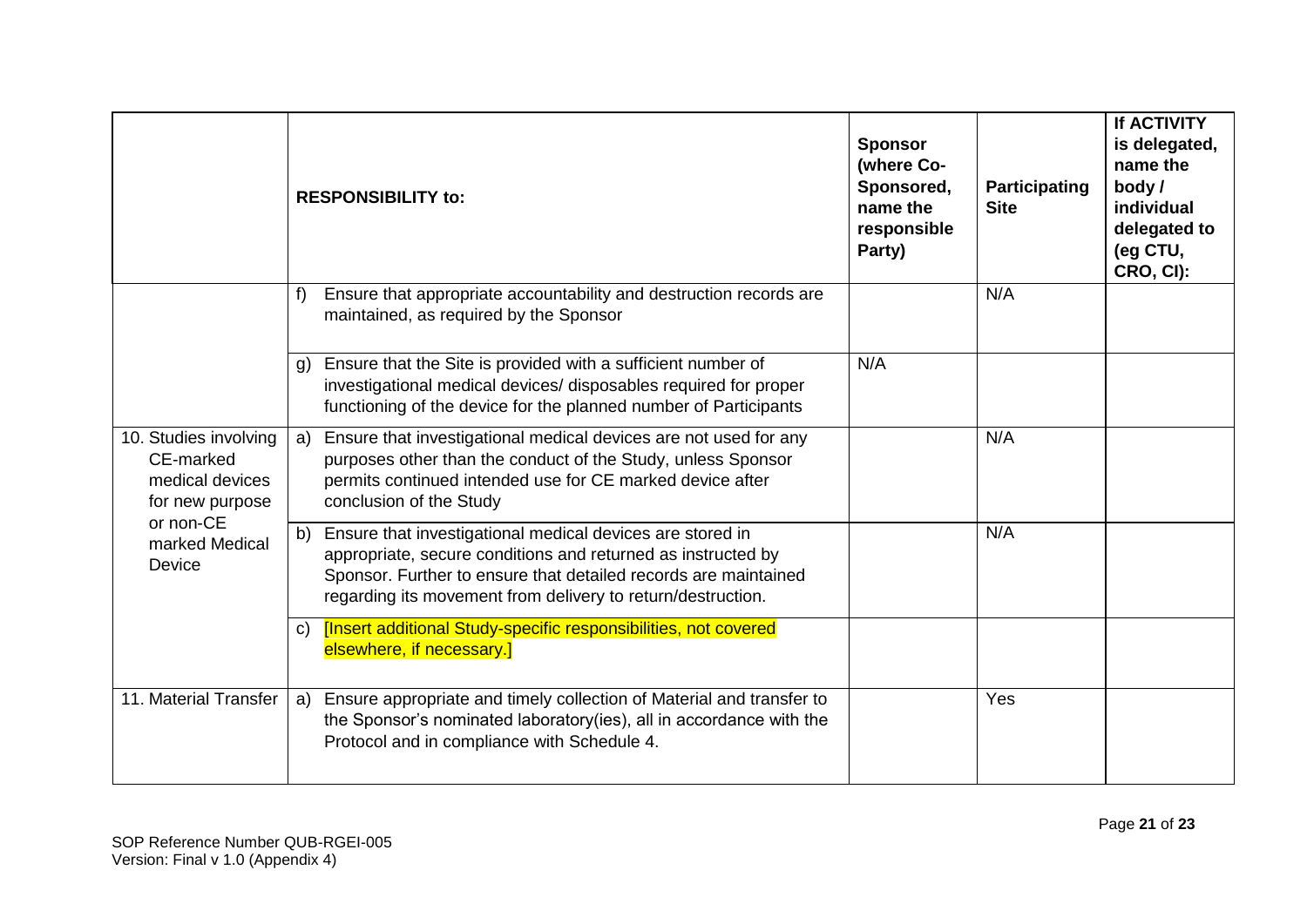| | RESPONSIBILITY to: | Sponsor (where Co-Sponsored, name the responsible Party) | Participating Site | If ACTIVITY is delegated, name the body / individual delegated to (eg CTU, CRO, CI): |
|---|---|---|---|---|
| | f) Ensure that appropriate accountability and destruction records are maintained, as required by the Sponsor | | N/A | |
| | g) Ensure that the Site is provided with a sufficient number of investigational medical devices/ disposables required for proper functioning of the device for the planned number of Participants | N/A | | |
| 10. Studies involving CE-marked medical devices for new purpose or non-CE marked Medical Device | a) Ensure that investigational medical devices are not used for any purposes other than the conduct of the Study, unless Sponsor permits continued intended use for CE marked device after conclusion of the Study | | N/A | |
| | b) Ensure that investigational medical devices are stored in appropriate, secure conditions and returned as instructed by Sponsor. Further to ensure that detailed records are maintained regarding its movement from delivery to return/destruction. | | N/A | |
| | c) [Insert additional Study-specific responsibilities, not covered elsewhere, if necessary.] | | | |
| 11. Material Transfer | a) Ensure appropriate and timely collection of Material and transfer to the Sponsor's nominated laboratory(ies), all in accordance with the Protocol and in compliance with Schedule 4. | | Yes | |

SOP Reference Number QUB-RGEI-005
Version: Final v 1.0 (Appendix 4)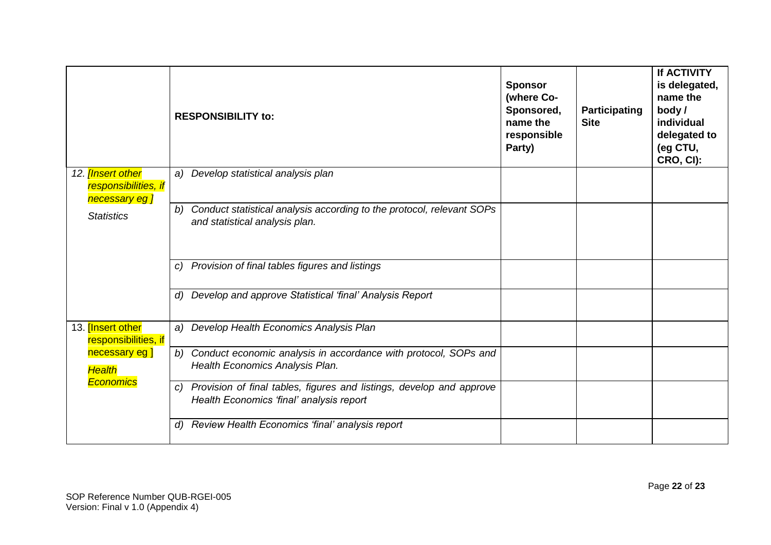| | RESPONSIBILITY to: | Sponsor (where Co-Sponsored, name the responsible Party) | Participating Site | If ACTIVITY is delegated, name the body / individual delegated to (eg CTU, CRO, CI): |
|---|---|---|---|---|
| 12. *[Insert other responsibilities, if necessary eg ]* *Statistics* | *a) Develop statistical analysis plan* | | | |
| | *b) Conduct statistical analysis according to the protocol, relevant SOPs and statistical analysis plan.* | | | |
| | *c) Provision of final tables figures and listings* | | | |
| | *d) Develop and approve Statistical 'final' Analysis Report* | | | |
| 13. [Insert other responsibilities, if necessary eg ] *Health Economics* | *a) Develop Health Economics Analysis Plan* | | | |
| | *b) Conduct economic analysis in accordance with protocol, SOPs and Health Economics Analysis Plan.* | | | |
| | *c) Provision of final tables, figures and listings, develop and approve Health Economics 'final' analysis report* | | | |
| | *d) Review Health Economics 'final' analysis report* | | | |

SOP Reference Number QUB-RGEI-005
Version: Final v 1.0 (Appendix 4)